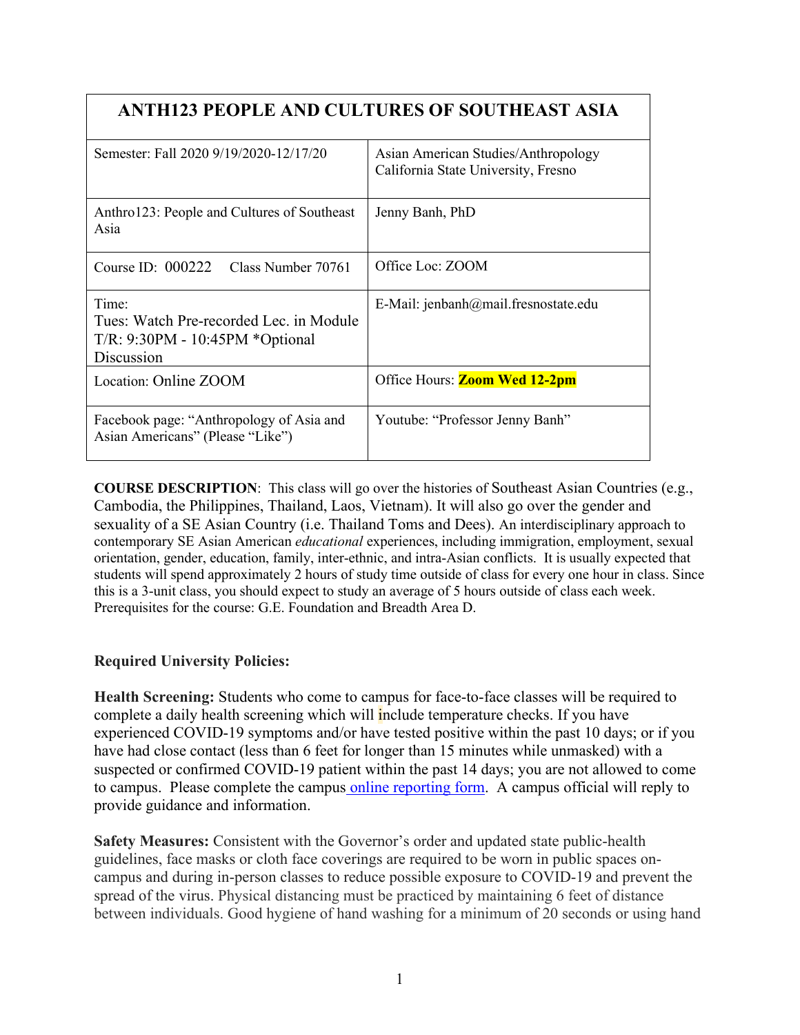| ANTH123 PEOPLE AND CULTURES OF SOUTHEAST ASIA | |
|---|---|
| Semester: Fall 2020 9/19/2020-12/17/20 | Asian American Studies/Anthropology California State University, Fresno |
| Anthro123: People and Cultures of Southeast Asia | Jenny Banh, PhD |
| Course ID: 000222 Class Number 70761 | Office Loc: ZOOM |
| Time: Tues: Watch Pre-recorded Lec. in Module T/R: 9:30PM - 10:45PM *Optional Discussion | E-Mail: jenbanh@mail.fresnostate.edu |
| Location: Online ZOOM | Office Hours: **Zoom Wed 12-2pm** |
| Facebook page: "Anthropology of Asia and Asian Americans" (Please "Like") | Youtube: "Professor Jenny Banh" |

**COURSE DESCRIPTION**: This class will go over the histories of Southeast Asian Countries (e.g., Cambodia, the Philippines, Thailand, Laos, Vietnam). It will also go over the gender and sexuality of a SE Asian Country (i.e. Thailand Toms and Dees). An interdisciplinary approach to contemporary SE Asian American *educational* experiences, including immigration, employment, sexual orientation, gender, education, family, inter-ethnic, and intra-Asian conflicts. It is usually expected that students will spend approximately 2 hours of study time outside of class for every one hour in class. Since this is a 3-unit class, you should expect to study an average of 5 hours outside of class each week. Prerequisites for the course: G.E. Foundation and Breadth Area D.

**Required University Policies:**

**Health Screening:** Students who come to campus for face-to-face classes will be required to complete a daily health screening which will include temperature checks. If you have experienced COVID-19 symptoms and/or have tested positive within the past 10 days; or if you have had close contact (less than 6 feet for longer than 15 minutes while unmasked) with a suspected or confirmed COVID-19 patient within the past 14 days; you are not allowed to come to campus. Please complete the campus online reporting form. A campus official will reply to provide guidance and information.

**Safety Measures:** Consistent with the Governor's order and updated state public-health guidelines, face masks or cloth face coverings are required to be worn in public spaces on-campus and during in-person classes to reduce possible exposure to COVID-19 and prevent the spread of the virus. Physical distancing must be practiced by maintaining 6 feet of distance between individuals. Good hygiene of hand washing for a minimum of 20 seconds or using hand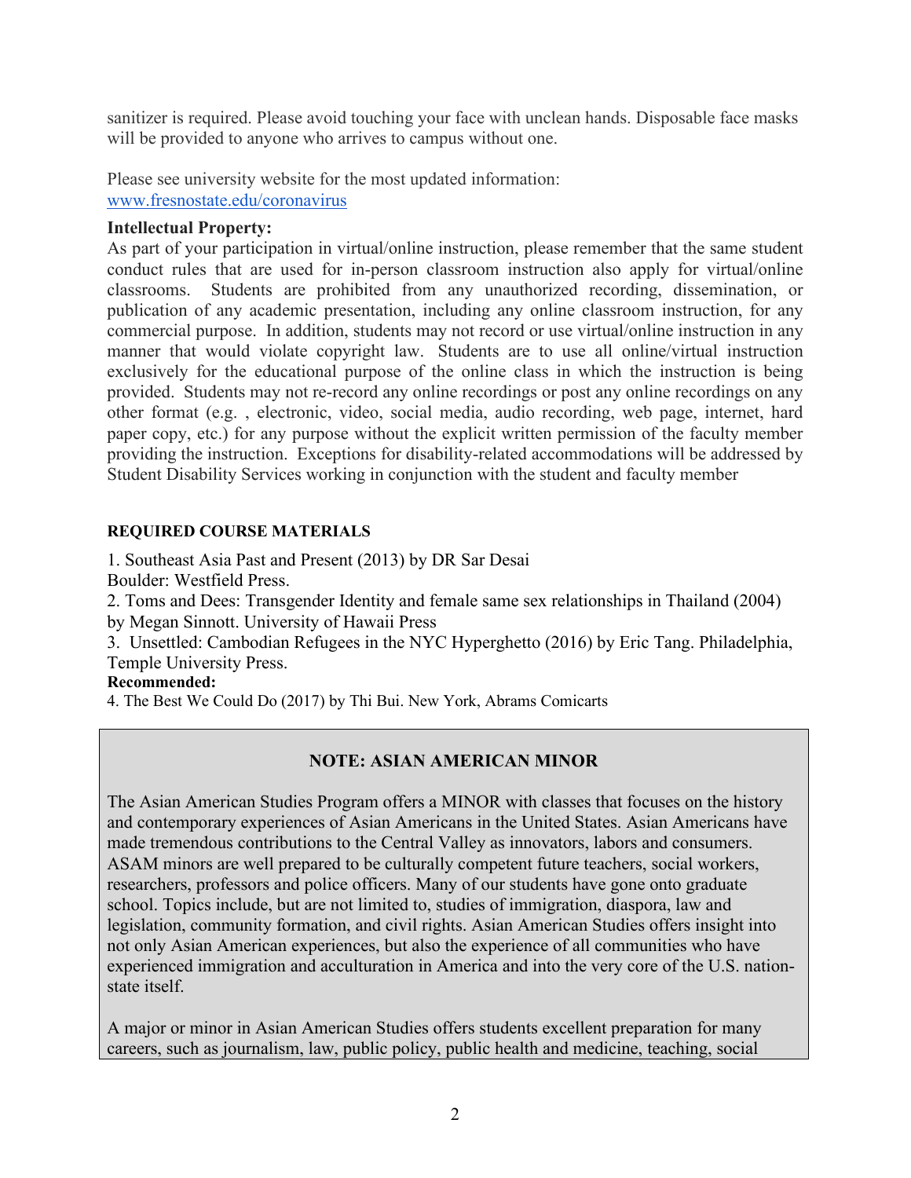sanitizer is required. Please avoid touching your face with unclean hands. Disposable face masks will be provided to anyone who arrives to campus without one.

Please see university website for the most updated information:
[www.fresnostate.edu/coronavirus](http://www.fresnostate.edu/coronavirus)

**Intellectual Property:**
As part of your participation in virtual/online instruction, please remember that the same student conduct rules that are used for in-person classroom instruction also apply for virtual/online classrooms. Students are prohibited from any unauthorized recording, dissemination, or publication of any academic presentation, including any online classroom instruction, for any commercial purpose. In addition, students may not record or use virtual/online instruction in any manner that would violate copyright law. Students are to use all online/virtual instruction exclusively for the educational purpose of the online class in which the instruction is being provided. Students may not re-record any online recordings or post any online recordings on any other format (e.g. , electronic, video, social media, audio recording, web page, internet, hard paper copy, etc.) for any purpose without the explicit written permission of the faculty member providing the instruction. Exceptions for disability-related accommodations will be addressed by Student Disability Services working in conjunction with the student and faculty member

**REQUIRED COURSE MATERIALS**

1. Southeast Asia Past and Present (2013) by DR Sar Desai
Boulder: Westfield Press.
2. Toms and Dees: Transgender Identity and female same sex relationships in Thailand (2004) by Megan Sinnott. University of Hawaii Press
3. Unsettled: Cambodian Refugees in the NYC Hyperghetto (2016) by Eric Tang. Philadelphia, Temple University Press.

**Recommended:**

4. The Best We Could Do (2017) by Thi Bui. New York, Abrams Comicarts

**NOTE: ASIAN AMERICAN MINOR**

The Asian American Studies Program offers a MINOR with classes that focuses on the history and contemporary experiences of Asian Americans in the United States. Asian Americans have made tremendous contributions to the Central Valley as innovators, labors and consumers. ASAM minors are well prepared to be culturally competent future teachers, social workers, researchers, professors and police officers. Many of our students have gone onto graduate school. Topics include, but are not limited to, studies of immigration, diaspora, law and legislation, community formation, and civil rights. Asian American Studies offers insight into not only Asian American experiences, but also the experience of all communities who have experienced immigration and acculturation in America and into the very core of the U.S. nation-state itself.

A major or minor in Asian American Studies offers students excellent preparation for many careers, such as journalism, law, public policy, public health and medicine, teaching, social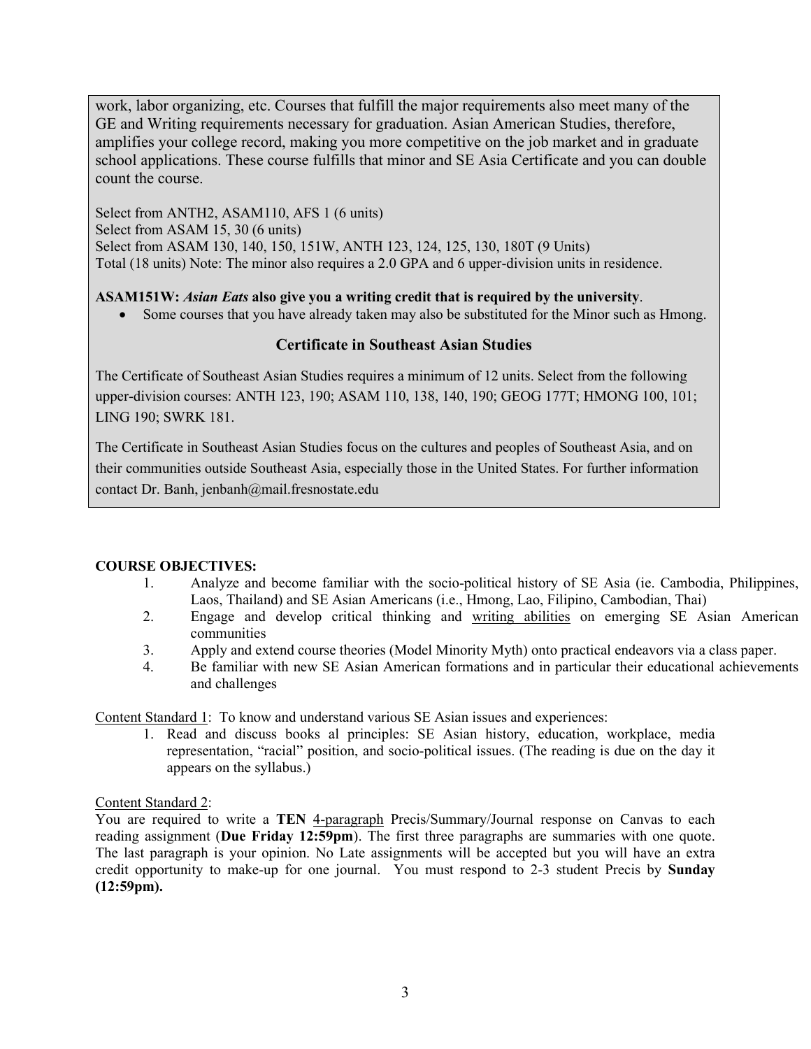work, labor organizing, etc. Courses that fulfill the major requirements also meet many of the GE and Writing requirements necessary for graduation. Asian American Studies, therefore, amplifies your college record, making you more competitive on the job market and in graduate school applications. These course fulfills that minor and SE Asia Certificate and you can double count the course.

Select from ANTH2, ASAM110, AFS 1 (6 units)
Select from ASAM 15, 30 (6 units)
Select from ASAM 130, 140, 150, 151W, ANTH 123, 124, 125, 130, 180T (9 Units)
Total (18 units) Note: The minor also requires a 2.0 GPA and 6 upper-division units in residence.

**ASAM151W: *Asian Eats* also give you a writing credit that is required by the university**.

- Some courses that you have already taken may also be substituted for the Minor such as Hmong.

### Certificate in Southeast Asian Studies

The Certificate of Southeast Asian Studies requires a minimum of 12 units. Select from the following upper-division courses: ANTH 123, 190; ASAM 110, 138, 140, 190; GEOG 177T; HMONG 100, 101; LING 190; SWRK 181.

The Certificate in Southeast Asian Studies focus on the cultures and peoples of Southeast Asia, and on their communities outside Southeast Asia, especially those in the United States. For further information contact Dr. Banh, jenbanh@mail.fresnostate.edu

**COURSE OBJECTIVES:**

1. Analyze and become familiar with the socio-political history of SE Asia (ie. Cambodia, Philippines, Laos, Thailand) and SE Asian Americans (i.e., Hmong, Lao, Filipino, Cambodian, Thai)
2. Engage and develop critical thinking and writing abilities on emerging SE Asian American communities
3. Apply and extend course theories (Model Minority Myth) onto practical endeavors via a class paper.
4. Be familiar with new SE Asian American formations and in particular their educational achievements and challenges

Content Standard 1: To know and understand various SE Asian issues and experiences:

1. Read and discuss books al principles: SE Asian history, education, workplace, media representation, "racial" position, and socio-political issues. (The reading is due on the day it appears on the syllabus.)

Content Standard 2:
You are required to write a **TEN** 4-paragraph Precis/Summary/Journal response on Canvas to each reading assignment (**Due Friday 12:59pm**). The first three paragraphs are summaries with one quote. The last paragraph is your opinion. No Late assignments will be accepted but you will have an extra credit opportunity to make-up for one journal. You must respond to 2-3 student Precis by **Sunday (12:59pm).**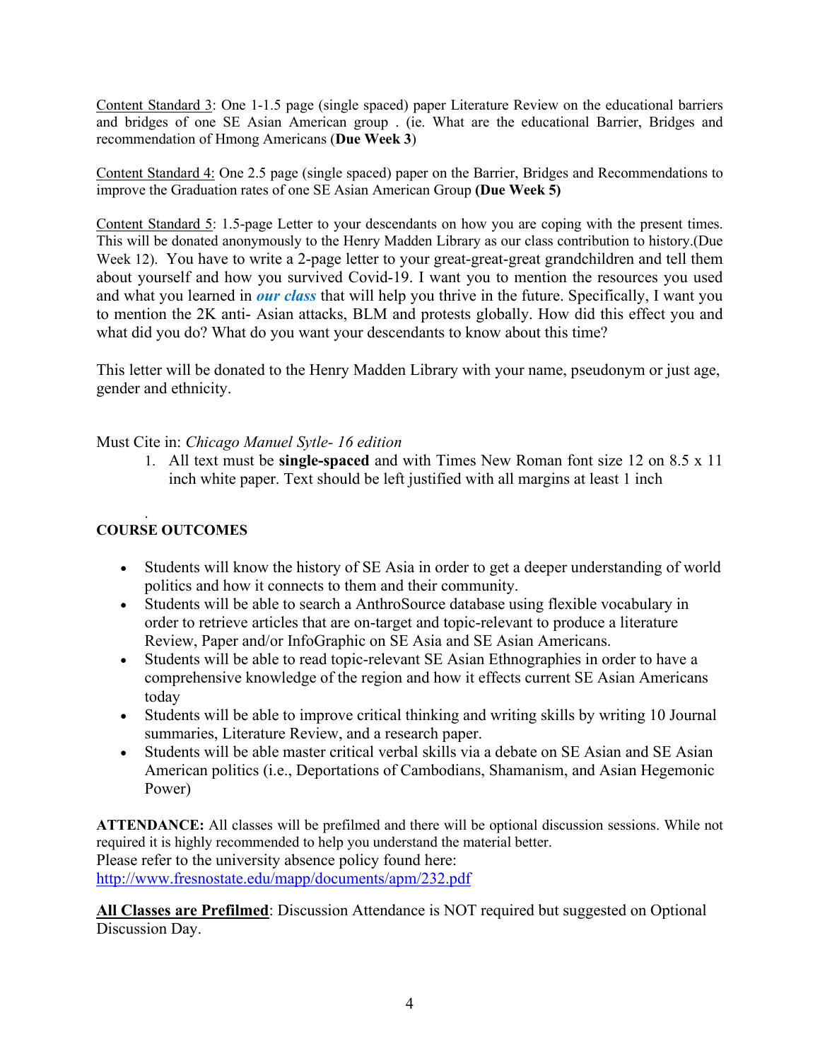Content Standard 3: One 1-1.5 page (single spaced) paper Literature Review on the educational barriers and bridges of one SE Asian American group . (ie. What are the educational Barrier, Bridges and recommendation of Hmong Americans (**Due Week 3**)

Content Standard 4: One 2.5 page (single spaced) paper on the Barrier, Bridges and Recommendations to improve the Graduation rates of one SE Asian American Group **(Due Week 5)**

Content Standard 5: 1.5-page Letter to your descendants on how you are coping with the present times. This will be donated anonymously to the Henry Madden Library as our class contribution to history.(Due Week 12). You have to write a 2-page letter to your great-great-great grandchildren and tell them about yourself and how you survived Covid-19. I want you to mention the resources you used and what you learned in ***our class*** that will help you thrive in the future. Specifically, I want you to mention the 2K anti- Asian attacks, BLM and protests globally. How did this effect you and what did you do? What do you want your descendants to know about this time?

This letter will be donated to the Henry Madden Library with your name, pseudonym or just age, gender and ethnicity.

Must Cite in: *Chicago Manuel Sytle- 16 edition*

1. All text must be **single-spaced** and with Times New Roman font size 12 on 8.5 x 11 inch white paper. Text should be left justified with all margins at least 1 inch

.

**COURSE OUTCOMES**

- Students will know the history of SE Asia in order to get a deeper understanding of world politics and how it connects to them and their community.
- Students will be able to search a AnthroSource database using flexible vocabulary in order to retrieve articles that are on-target and topic-relevant to produce a literature Review, Paper and/or InfoGraphic on SE Asia and SE Asian Americans.
- Students will be able to read topic-relevant SE Asian Ethnographies in order to have a comprehensive knowledge of the region and how it effects current SE Asian Americans today
- Students will be able to improve critical thinking and writing skills by writing 10 Journal summaries, Literature Review, and a research paper.
- Students will be able master critical verbal skills via a debate on SE Asian and SE Asian American politics (i.e., Deportations of Cambodians, Shamanism, and Asian Hegemonic Power)

**ATTENDANCE:** All classes will be prefilmed and there will be optional discussion sessions. While not required it is highly recommended to help you understand the material better.
Please refer to the university absence policy found here:
http://www.fresnostate.edu/mapp/documents/apm/232.pdf

**All Classes are Prefilmed**: Discussion Attendance is NOT required but suggested on Optional Discussion Day.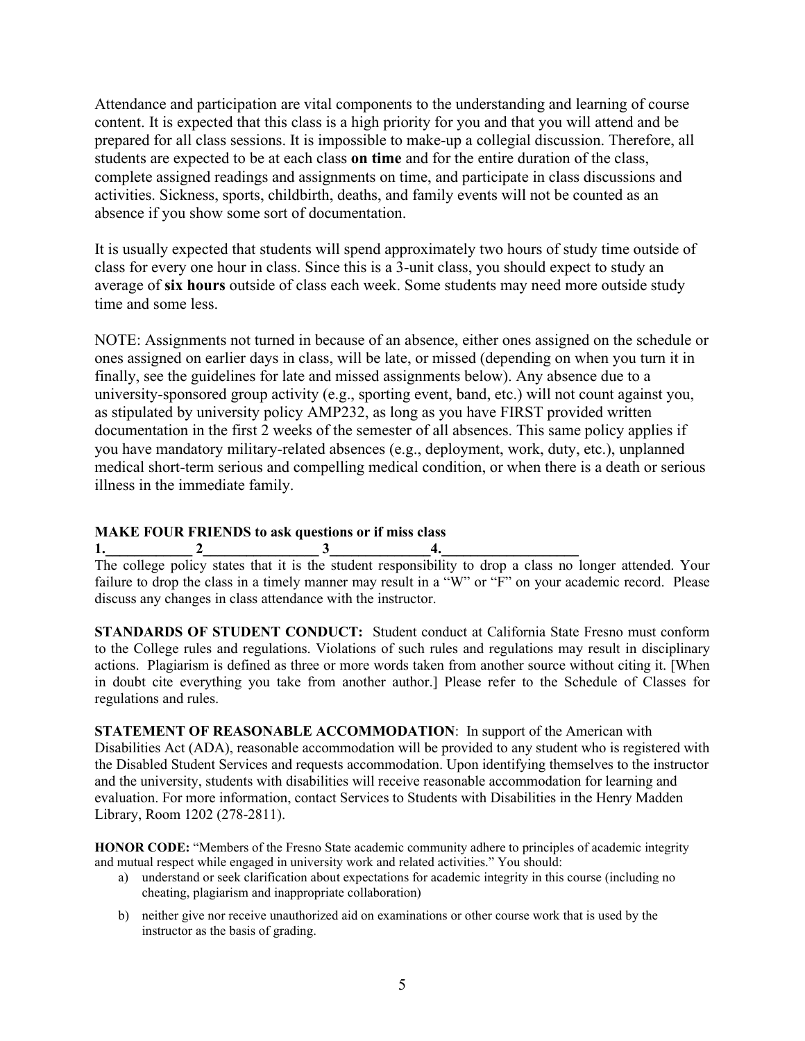Attendance and participation are vital components to the understanding and learning of course content. It is expected that this class is a high priority for you and that you will attend and be prepared for all class sessions. It is impossible to make-up a collegial discussion. Therefore, all students are expected to be at each class **on time** and for the entire duration of the class, complete assigned readings and assignments on time, and participate in class discussions and activities. Sickness, sports, childbirth, deaths, and family events will not be counted as an absence if you show some sort of documentation.

It is usually expected that students will spend approximately two hours of study time outside of class for every one hour in class. Since this is a 3-unit class, you should expect to study an average of **six hours** outside of class each week. Some students may need more outside study time and some less.

NOTE: Assignments not turned in because of an absence, either ones assigned on the schedule or ones assigned on earlier days in class, will be late, or missed (depending on when you turn it in finally, see the guidelines for late and missed assignments below). Any absence due to a university-sponsored group activity (e.g., sporting event, band, etc.) will not count against you, as stipulated by university policy AMP232, as long as you have FIRST provided written documentation in the first 2 weeks of the semester of all absences. This same policy applies if you have mandatory military-related absences (e.g., deployment, work, duty, etc.), unplanned medical short-term serious and compelling medical condition, or when there is a death or serious illness in the immediate family.

**MAKE FOUR FRIENDS to ask questions or if miss class**

**1.\_\_\_\_\_\_\_\_\_\_\_\_ 2\_\_\_\_\_\_\_\_\_\_\_\_\_\_\_\_ 3\_\_\_\_\_\_\_\_\_\_\_\_\_\_4.\_\_\_\_\_\_\_\_\_\_\_\_\_\_\_\_\_\_\_**

The college policy states that it is the student responsibility to drop a class no longer attended. Your failure to drop the class in a timely manner may result in a "W" or "F" on your academic record. Please discuss any changes in class attendance with the instructor.

**STANDARDS OF STUDENT CONDUCT:** Student conduct at California State Fresno must conform to the College rules and regulations. Violations of such rules and regulations may result in disciplinary actions. Plagiarism is defined as three or more words taken from another source without citing it. [When in doubt cite everything you take from another author.] Please refer to the Schedule of Classes for regulations and rules.

**STATEMENT OF REASONABLE ACCOMMODATION**: In support of the American with Disabilities Act (ADA), reasonable accommodation will be provided to any student who is registered with the Disabled Student Services and requests accommodation. Upon identifying themselves to the instructor and the university, students with disabilities will receive reasonable accommodation for learning and evaluation. For more information, contact Services to Students with Disabilities in the Henry Madden Library, Room 1202 (278-2811).

**HONOR CODE:** "Members of the Fresno State academic community adhere to principles of academic integrity and mutual respect while engaged in university work and related activities." You should:

a) understand or seek clarification about expectations for academic integrity in this course (including no cheating, plagiarism and inappropriate collaboration)

b) neither give nor receive unauthorized aid on examinations or other course work that is used by the instructor as the basis of grading.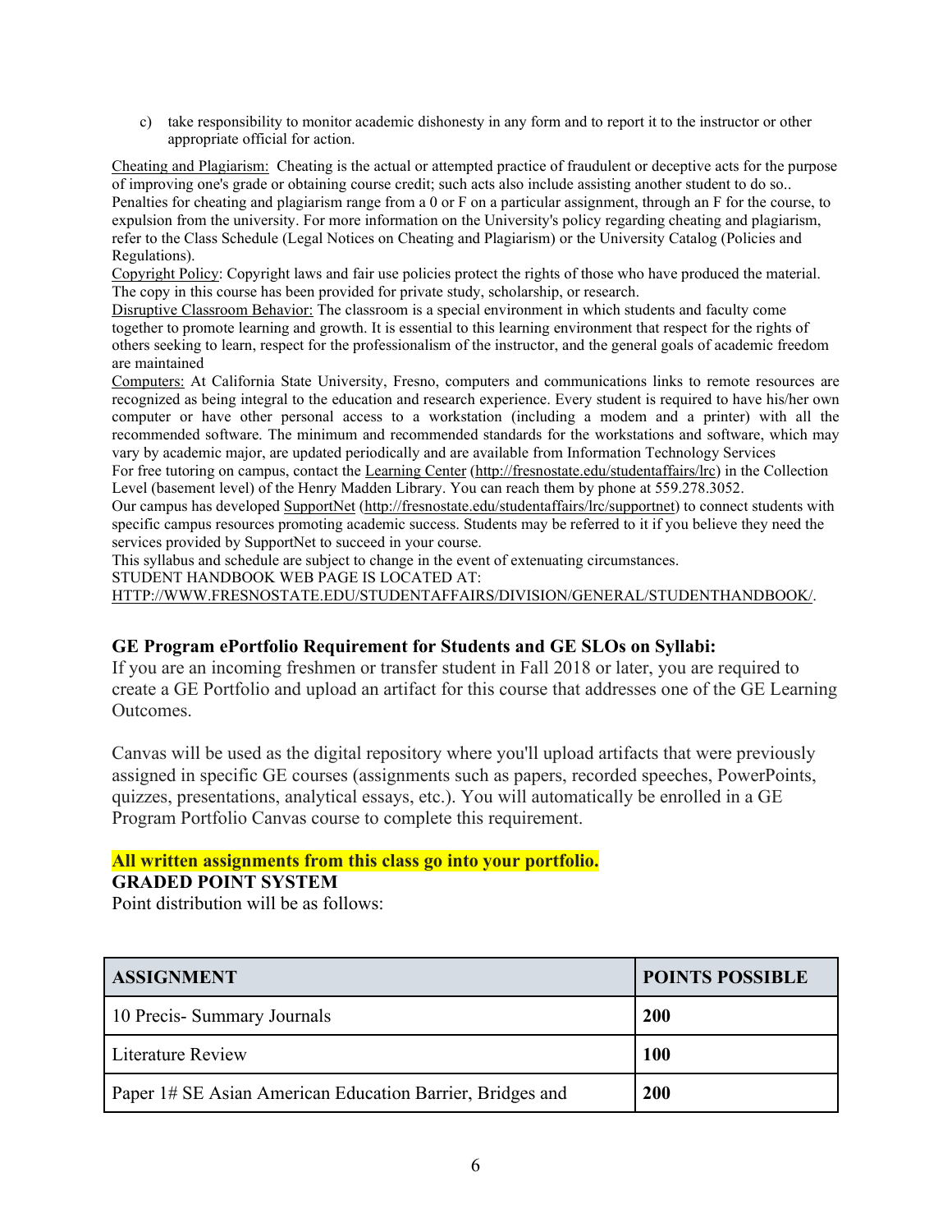c) take responsibility to monitor academic dishonesty in any form and to report it to the instructor or other appropriate official for action.

Cheating and Plagiarism: Cheating is the actual or attempted practice of fraudulent or deceptive acts for the purpose of improving one's grade or obtaining course credit; such acts also include assisting another student to do so.. Penalties for cheating and plagiarism range from a 0 or F on a particular assignment, through an F for the course, to expulsion from the university. For more information on the University's policy regarding cheating and plagiarism, refer to the Class Schedule (Legal Notices on Cheating and Plagiarism) or the University Catalog (Policies and Regulations).

Copyright Policy: Copyright laws and fair use policies protect the rights of those who have produced the material. The copy in this course has been provided for private study, scholarship, or research.

Disruptive Classroom Behavior: The classroom is a special environment in which students and faculty come together to promote learning and growth. It is essential to this learning environment that respect for the rights of others seeking to learn, respect for the professionalism of the instructor, and the general goals of academic freedom are maintained

Computers: At California State University, Fresno, computers and communications links to remote resources are recognized as being integral to the education and research experience. Every student is required to have his/her own computer or have other personal access to a workstation (including a modem and a printer) with all the recommended software. The minimum and recommended standards for the workstations and software, which may vary by academic major, are updated periodically and are available from Information Technology Services

For free tutoring on campus, contact the Learning Center (http://fresnostate.edu/studentaffairs/lrc) in the Collection Level (basement level) of the Henry Madden Library. You can reach them by phone at 559.278.3052.

Our campus has developed SupportNet (http://fresnostate.edu/studentaffairs/lrc/supportnet) to connect students with specific campus resources promoting academic success. Students may be referred to it if you believe they need the services provided by SupportNet to succeed in your course.

This syllabus and schedule are subject to change in the event of extenuating circumstances.

STUDENT HANDBOOK WEB PAGE IS LOCATED AT:
HTTP://WWW.FRESNOSTATE.EDU/STUDENTAFFAIRS/DIVISION/GENERAL/STUDENTHANDBOOK/.

**GE Program ePortfolio Requirement for Students and GE SLOs on Syllabi:**

If you are an incoming freshmen or transfer student in Fall 2018 or later, you are required to create a GE Portfolio and upload an artifact for this course that addresses one of the GE Learning Outcomes.

Canvas will be used as the digital repository where you'll upload artifacts that were previously assigned in specific GE courses (assignments such as papers, recorded speeches, PowerPoints, quizzes, presentations, analytical essays, etc.). You will automatically be enrolled in a GE Program Portfolio Canvas course to complete this requirement.

**All written assignments from this class go into your portfolio.**

**GRADED POINT SYSTEM**

Point distribution will be as follows:

| ASSIGNMENT | POINTS POSSIBLE |
|---|---|
| 10 Precis- Summary Journals | **200** |
| Literature Review | **100** |
| Paper 1# SE Asian American Education Barrier, Bridges and | **200** |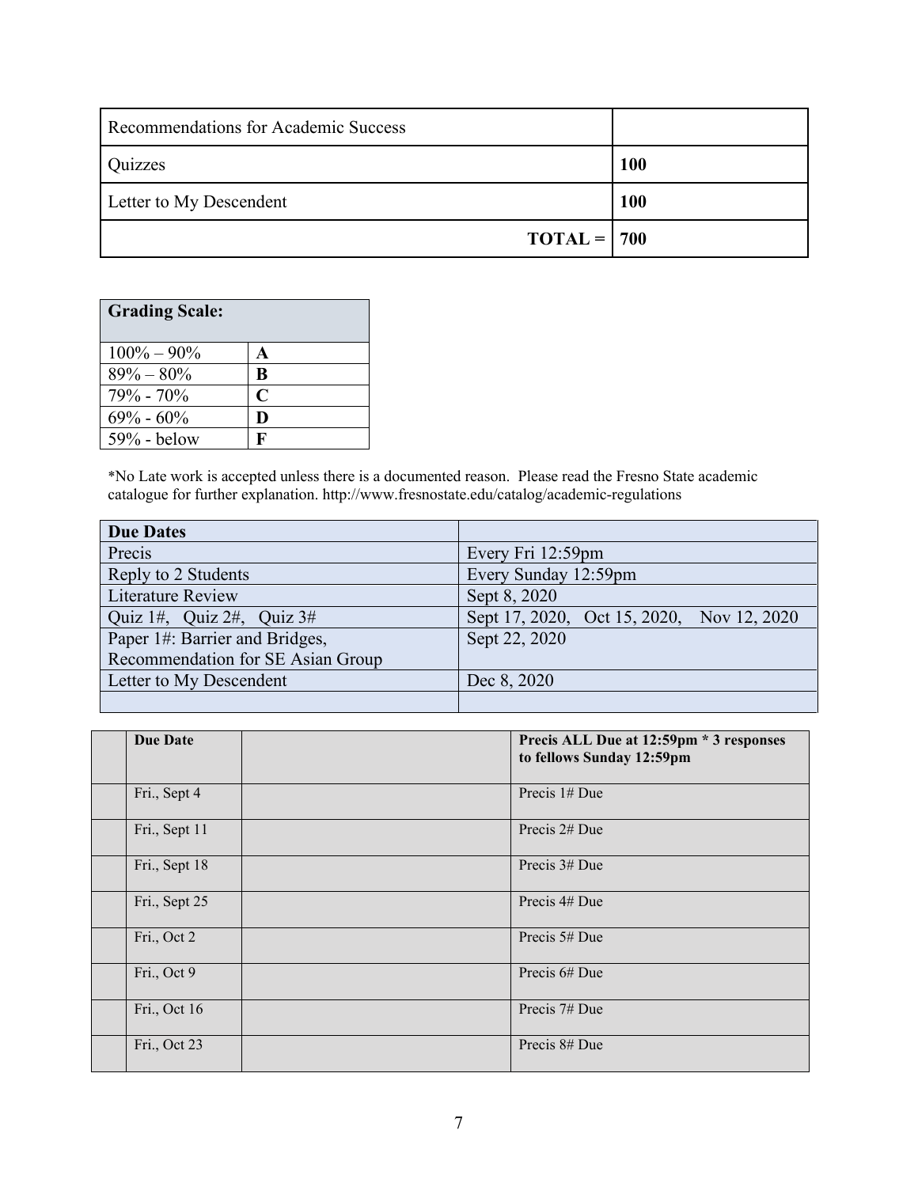| Recommendations for Academic Success | |
|---|---|
| Quizzes | **100** |
| Letter to My Descendent | **100** |
| **TOTAL =** | **700** |

| **Grading Scale:** | |
|---|---|
| 100% – 90% | **A** |
| 89% – 80% | **B** |
| 79% - 70% | **C** |
| 69% - 60% | **D** |
| 59% - below | **F** |

*No Late work is accepted unless there is a documented reason. Please read the Fresno State academic catalogue for further explanation. http://www.fresnostate.edu/catalog/academic-regulations

| **Due Dates** | |
|---|---|
| Precis | Every Fri 12:59pm |
| Reply to 2 Students | Every Sunday 12:59pm |
| Literature Review | Sept 8, 2020 |
| Quiz 1#, Quiz 2#, Quiz 3# | Sept 17, 2020, Oct 15, 2020, Nov 12, 2020 |
| Paper 1#: Barrier and Bridges, Recommendation for SE Asian Group | Sept 22, 2020 |
| Letter to My Descendent | Dec 8, 2020 |
| | |

| | **Due Date** | | **Precis ALL Due at 12:59pm * 3 responses to fellows Sunday 12:59pm** |
|---|---|---|---|
| | Fri., Sept 4 | | Precis 1# Due |
| | Fri., Sept 11 | | Precis 2# Due |
| | Fri., Sept 18 | | Precis 3# Due |
| | Fri., Sept 25 | | Precis 4# Due |
| | Fri., Oct 2 | | Precis 5# Due |
| | Fri., Oct 9 | | Precis 6# Due |
| | Fri., Oct 16 | | Precis 7# Due |
| | Fri., Oct 23 | | Precis 8# Due |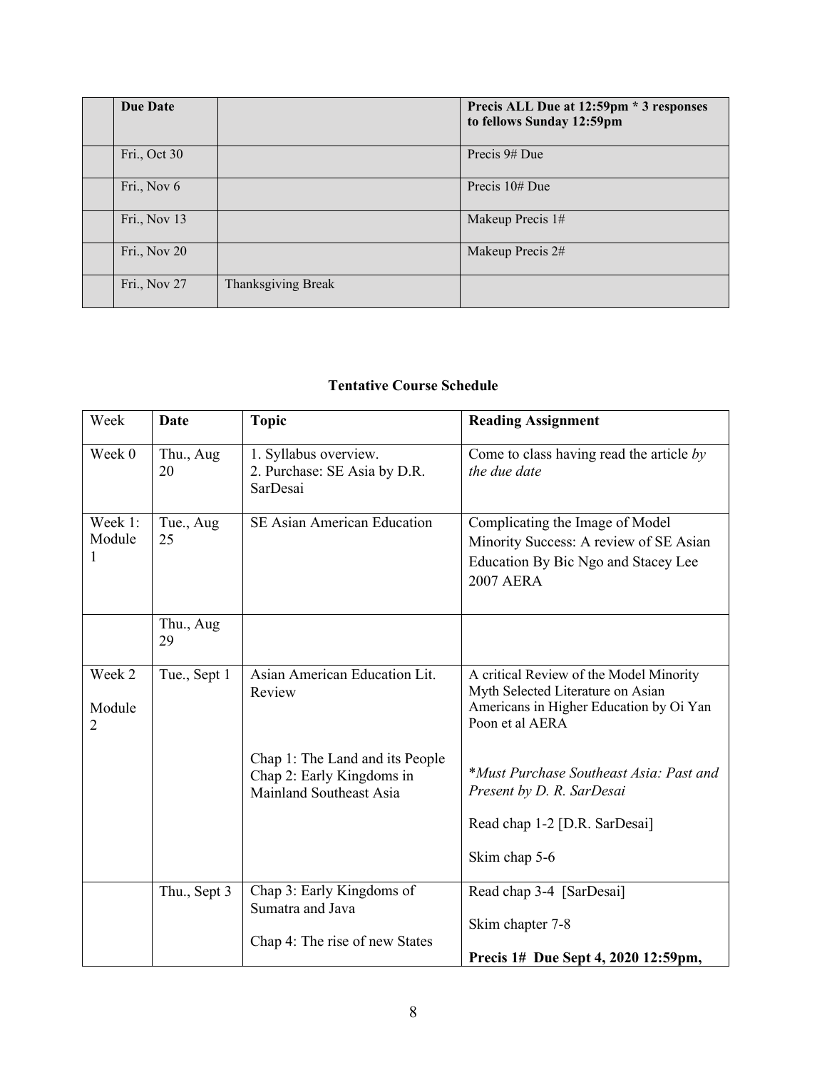| | Due Date | | Precis ALL Due at 12:59pm * 3 responses to fellows Sunday 12:59pm |
|---|---|---|---|
| | Fri., Oct 30 | | Precis 9# Due |
| | Fri., Nov 6 | | Precis 10# Due |
| | Fri., Nov 13 | | Makeup Precis 1# |
| | Fri., Nov 20 | | Makeup Precis 2# |
| | Fri., Nov 27 | Thanksgiving Break | |

### Tentative Course Schedule

| Week | Date | Topic | Reading Assignment |
|---|---|---|---|
| Week 0 | Thu., Aug 20 | 1. Syllabus overview.<br>2. Purchase: SE Asia by D.R. SarDesai | Come to class having read the article *by the due date* |
| Week 1: Module 1 | Tue., Aug 25 | SE Asian American Education | Complicating the Image of Model Minority Success: A review of SE Asian Education By Bic Ngo and Stacey Lee 2007 AERA |
| | Thu., Aug 29 | | |
| Week 2<br>Module 2 | Tue., Sept 1 | Asian American Education Lit. Review<br><br>Chap 1: The Land and its People<br>Chap 2: Early Kingdoms in Mainland Southeast Asia | A critical Review of the Model Minority Myth Selected Literature on Asian Americans in Higher Education by Oi Yan Poon et al AERA<br><br>**Must Purchase Southeast Asia: Past and Present by D. R. SarDesai*<br><br>Read chap 1-2 [D.R. SarDesai]<br><br>Skim chap 5-6 |
| | Thu., Sept 3 | Chap 3: Early Kingdoms of Sumatra and Java<br><br>Chap 4: The rise of new States | Read chap 3-4 [SarDesai]<br><br>Skim chapter 7-8<br><br>**Precis 1# Due Sept 4, 2020 12:59pm,** |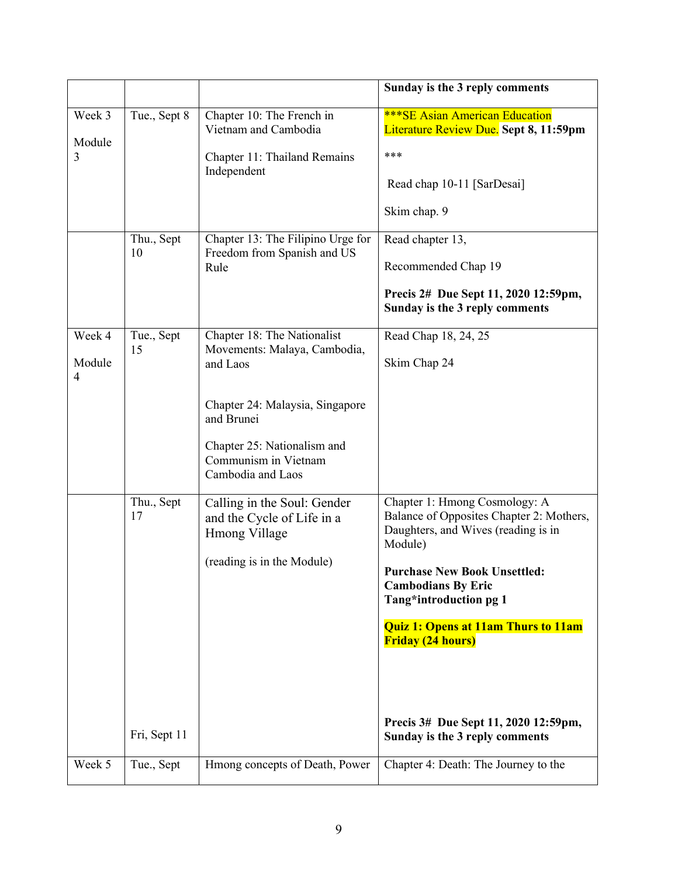| | | | **Sunday is the 3 reply comments** |
|---|---|---|---|
| Week 3<br><br>Module 3 | Tue., Sept 8 | Chapter 10: The French in Vietnam and Cambodia<br><br>Chapter 11: Thailand Remains Independent | ***SE Asian American Education Literature Review Due. **Sept 8, 11:59pm**<br><br>***<br><br>Read chap 10-11 [SarDesai]<br><br>Skim chap. 9 |
| | Thu., Sept 10 | Chapter 13: The Filipino Urge for Freedom from Spanish and US Rule | Read chapter 13,<br><br>Recommended Chap 19<br><br>**Precis 2# Due Sept 11, 2020 12:59pm, Sunday is the 3 reply comments** |
| Week 4<br><br>Module 4 | Tue., Sept 15 | Chapter 18: The Nationalist Movements: Malaya, Cambodia, and Laos<br><br>Chapter 24: Malaysia, Singapore and Brunei<br><br>Chapter 25: Nationalism and Communism in Vietnam Cambodia and Laos | Read Chap 18, 24, 25<br><br>Skim Chap 24 |
| | Thu., Sept 17<br><br>Fri, Sept 11 | Calling in the Soul: Gender and the Cycle of Life in a Hmong Village<br><br>(reading is in the Module) | Chapter 1: Hmong Cosmology: A Balance of Opposites Chapter 2: Mothers, Daughters, and Wives (reading is in Module)<br><br>**Purchase New Book Unsettled: Cambodians By Eric Tang*introduction pg 1**<br><br>**Quiz 1: Opens at 11am Thurs to 11am Friday (24 hours)**<br><br>**Precis 3# Due Sept 11, 2020 12:59pm, Sunday is the 3 reply comments** |
| Week 5 | Tue., Sept | Hmong concepts of Death, Power | Chapter 4: Death: The Journey to the |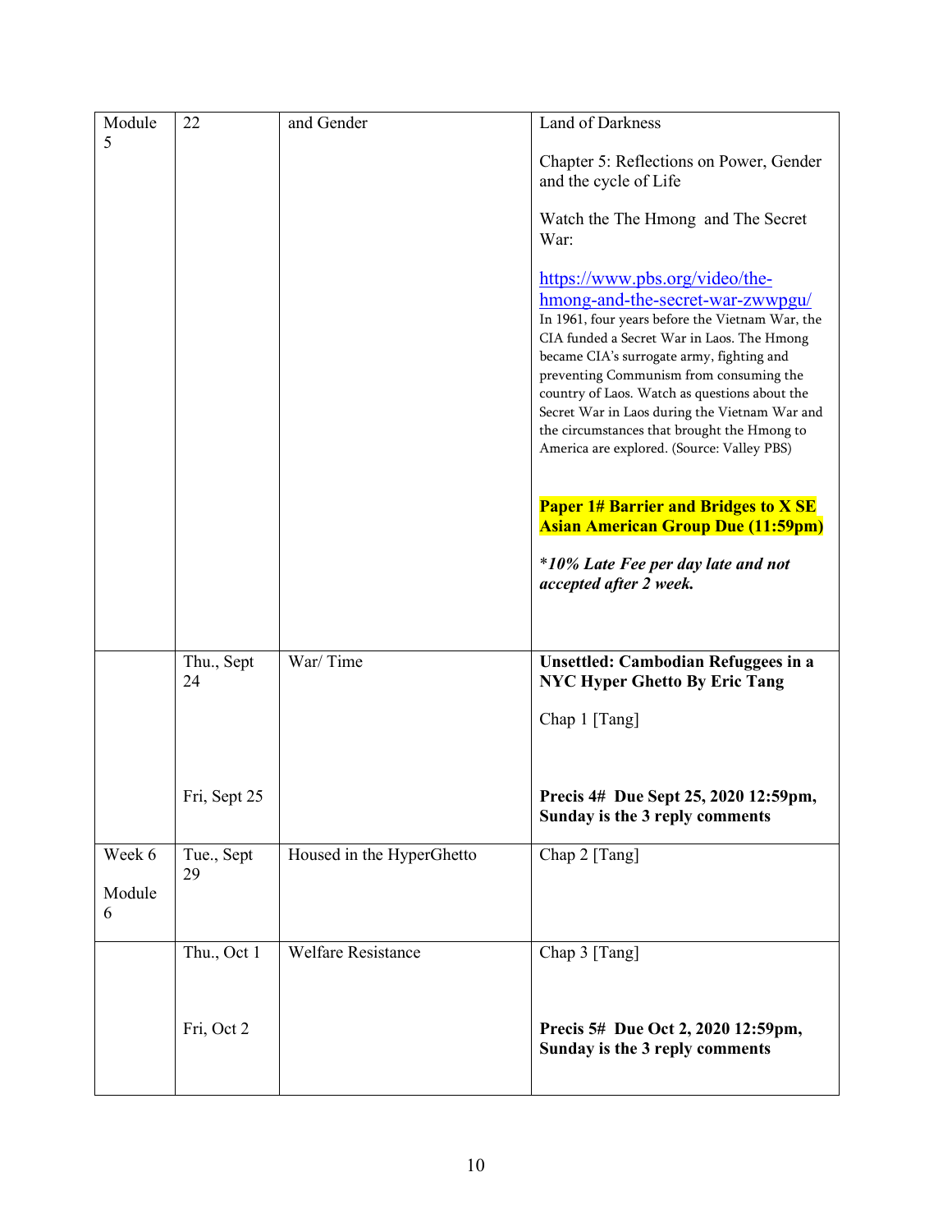| Module 5 | 22 | and Gender | Land of Darkness<br><br>Chapter 5: Reflections on Power, Gender and the cycle of Life<br><br>Watch the The Hmong and The Secret War:<br><br>[https://www.pbs.org/video/the-hmong-and-the-secret-war-zwwpgu/](https://www.pbs.org/video/the-hmong-and-the-secret-war-zwwpgu/)<br>In 1961, four years before the Vietnam War, the CIA funded a Secret War in Laos. The Hmong became CIA's surrogate army, fighting and preventing Communism from consuming the country of Laos. Watch as questions about the Secret War in Laos during the Vietnam War and the circumstances that brought the Hmong to America are explored. (Source: Valley PBS)<br><br>**Paper 1# Barrier and Bridges to X SE Asian American Group Due (11:59pm)**<br><br>***10% Late Fee per day late and not accepted after 2 week.*** |
|---|---|---|---|
| | Thu., Sept 24<br><br><br><br>Fri, Sept 25 | War/ Time | **Unsettled: Cambodian Refuggees in a NYC Hyper Ghetto By Eric Tang**<br><br>Chap 1 [Tang]<br><br><br>**Precis 4# Due Sept 25, 2020 12:59pm, Sunday is the 3 reply comments** |
| Week 6<br><br>Module 6 | Tue., Sept 29 | Housed in the HyperGhetto | Chap 2 [Tang] |
| | Thu., Oct 1<br><br><br>Fri, Oct 2 | Welfare Resistance | Chap 3 [Tang]<br><br><br>**Precis 5# Due Oct 2, 2020 12:59pm, Sunday is the 3 reply comments** |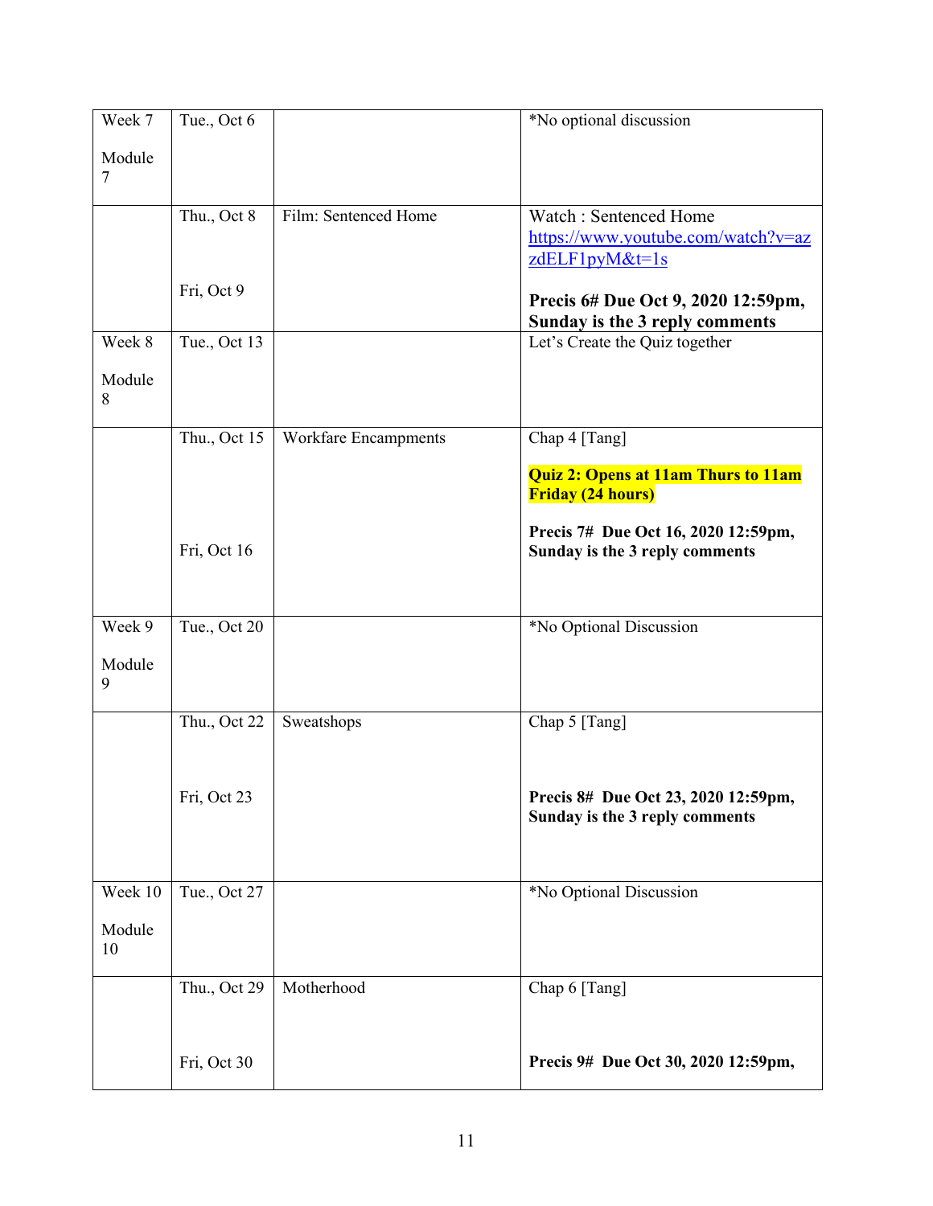| Week 7<br><br>Module 7 | Tue., Oct 6 | | *No optional discussion |
|---|---|---|---|
| | Thu., Oct 8<br><br>Fri, Oct 9 | Film: Sentenced Home | Watch : Sentenced Home https://www.youtube.com/watch?v=azzdELF1pyM&t=1s<br><br>**Precis 6# Due Oct 9, 2020 12:59pm, Sunday is the 3 reply comments** |
| Week 8<br><br>Module 8 | Tue., Oct 13 | | Let's Create the Quiz together |
| | Thu., Oct 15<br><br>Fri, Oct 16 | Workfare Encampments | Chap 4 [Tang]<br><br>**Quiz 2: Opens at 11am Thurs to 11am Friday (24 hours)**<br><br>**Precis 7# Due Oct 16, 2020 12:59pm, Sunday is the 3 reply comments** |
| Week 9<br><br>Module 9 | Tue., Oct 20 | | *No Optional Discussion |
| | Thu., Oct 22<br><br>Fri, Oct 23 | Sweatshops | Chap 5 [Tang]<br><br>**Precis 8# Due Oct 23, 2020 12:59pm, Sunday is the 3 reply comments** |
| Week 10<br><br>Module 10 | Tue., Oct 27 | | *No Optional Discussion |
| | Thu., Oct 29<br><br>Fri, Oct 30 | Motherhood | Chap 6 [Tang]<br><br>**Precis 9# Due Oct 30, 2020 12:59pm,** |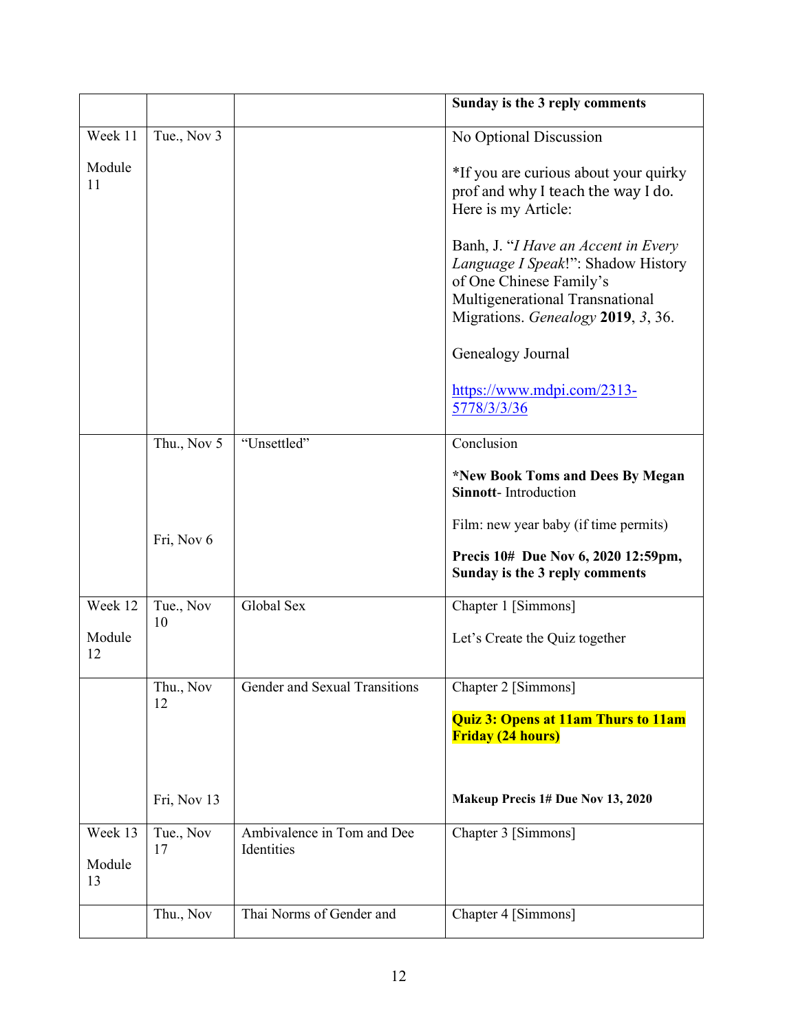| | | | **Sunday is the 3 reply comments** |
|---|---|---|---|
| Week 11<br><br>Module 11 | Tue., Nov 3 | | No Optional Discussion<br><br>*If you are curious about your quirky prof and why I teach the way I do. Here is my Article:<br><br>Banh, J. "*I Have an Accent in Every Language I Speak*!": Shadow History of One Chinese Family's Multigenerational Transnational Migrations. *Genealogy* **2019**, *3*, 36.<br><br>Genealogy Journal<br><br>[https://www.mdpi.com/2313-5778/3/3/36](https://www.mdpi.com/2313-5778/3/3/36) |
| | Thu., Nov 5<br><br><br><br>Fri, Nov 6 | "Unsettled" | Conclusion<br><br>***New Book Toms and Dees By Megan Sinnott**- Introduction<br><br>Film: new year baby (if time permits)<br><br>**Precis 10# Due Nov 6, 2020 12:59pm, Sunday is the 3 reply comments** |
| Week 12<br><br>Module 12 | Tue., Nov 10 | Global Sex | Chapter 1 [Simmons]<br><br>Let's Create the Quiz together |
| | Thu., Nov 12<br><br><br><br>Fri, Nov 13 | Gender and Sexual Transitions | Chapter 2 [Simmons]<br><br>**Quiz 3: Opens at 11am Thurs to 11am Friday (24 hours)**<br><br><br><br>**Makeup Precis 1# Due Nov 13, 2020** |
| Week 13<br><br>Module 13 | Tue., Nov 17 | Ambivalence in Tom and Dee Identities | Chapter 3 [Simmons] |
| | Thu., Nov | Thai Norms of Gender and | Chapter 4 [Simmons] |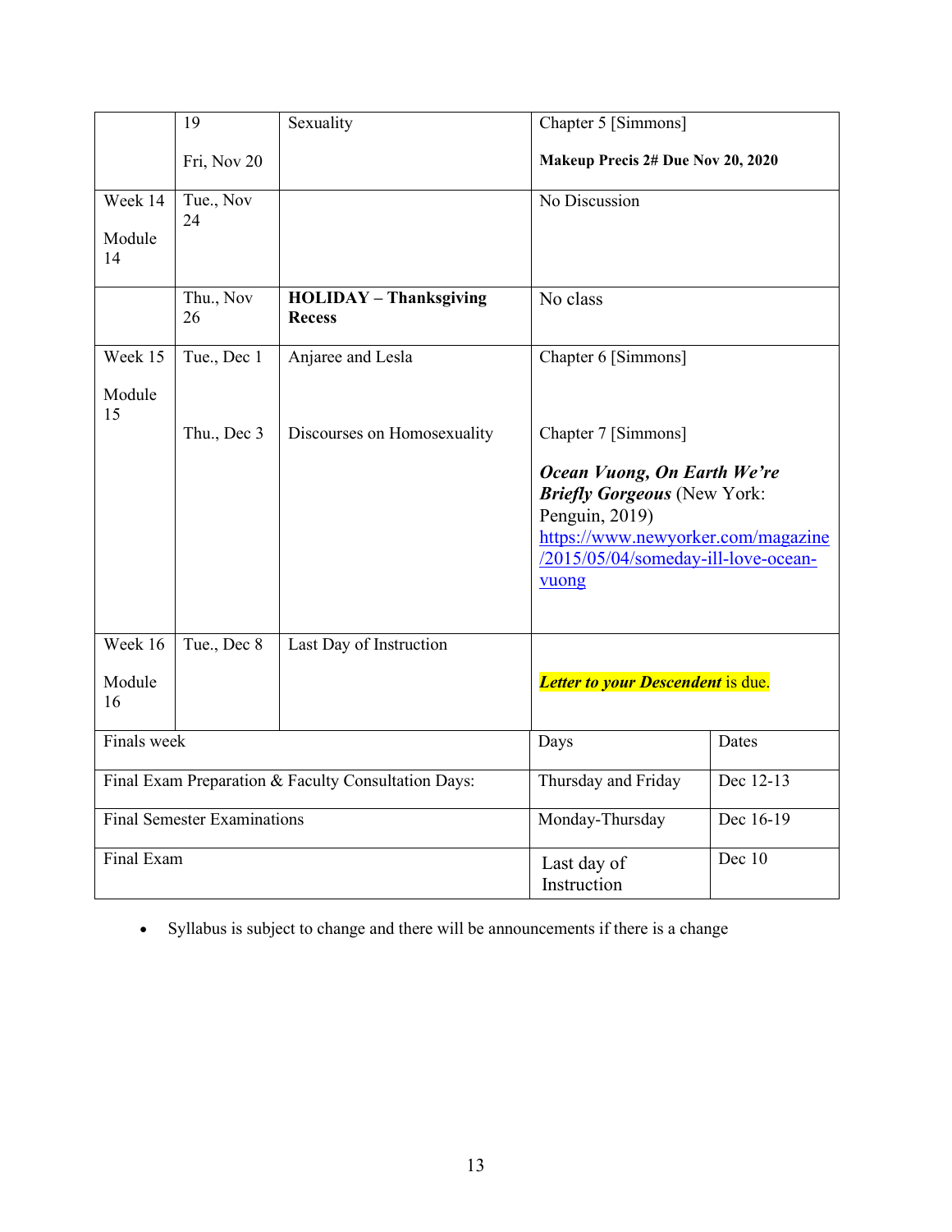| | | | |
|---|---|---|---|
| | 19<br><br>Fri, Nov 20 | Sexuality | Chapter 5 [Simmons]<br><br>**Makeup Precis 2# Due Nov 20, 2020** |
| Week 14<br><br>Module 14 | Tue., Nov 24 | | No Discussion |
| | Thu., Nov 26 | **HOLIDAY – Thanksgiving Recess** | No class |
| Week 15<br><br>Module 15 | Tue., Dec 1<br><br>Thu., Dec 3 | Anjaree and Lesla<br><br>Discourses on Homosexuality | Chapter 6 [Simmons]<br><br>Chapter 7 [Simmons]<br><br>***Ocean Vuong, On Earth We're Briefly Gorgeous*** (New York: Penguin, 2019) https://www.newyorker.com/magazine/2015/05/04/someday-ill-love-ocean-vuong |
| Week 16<br><br>Module 16 | Tue., Dec 8 | Last Day of Instruction | ***Letter to your Descendent*** is due. |

| Finals week | Days | Dates |
|---|---|---|
| Final Exam Preparation & Faculty Consultation Days: | Thursday and Friday | Dec 12-13 |
| Final Semester Examinations | Monday-Thursday | Dec 16-19 |
| Final Exam | Last day of Instruction | Dec 10 |

- Syllabus is subject to change and there will be announcements if there is a change